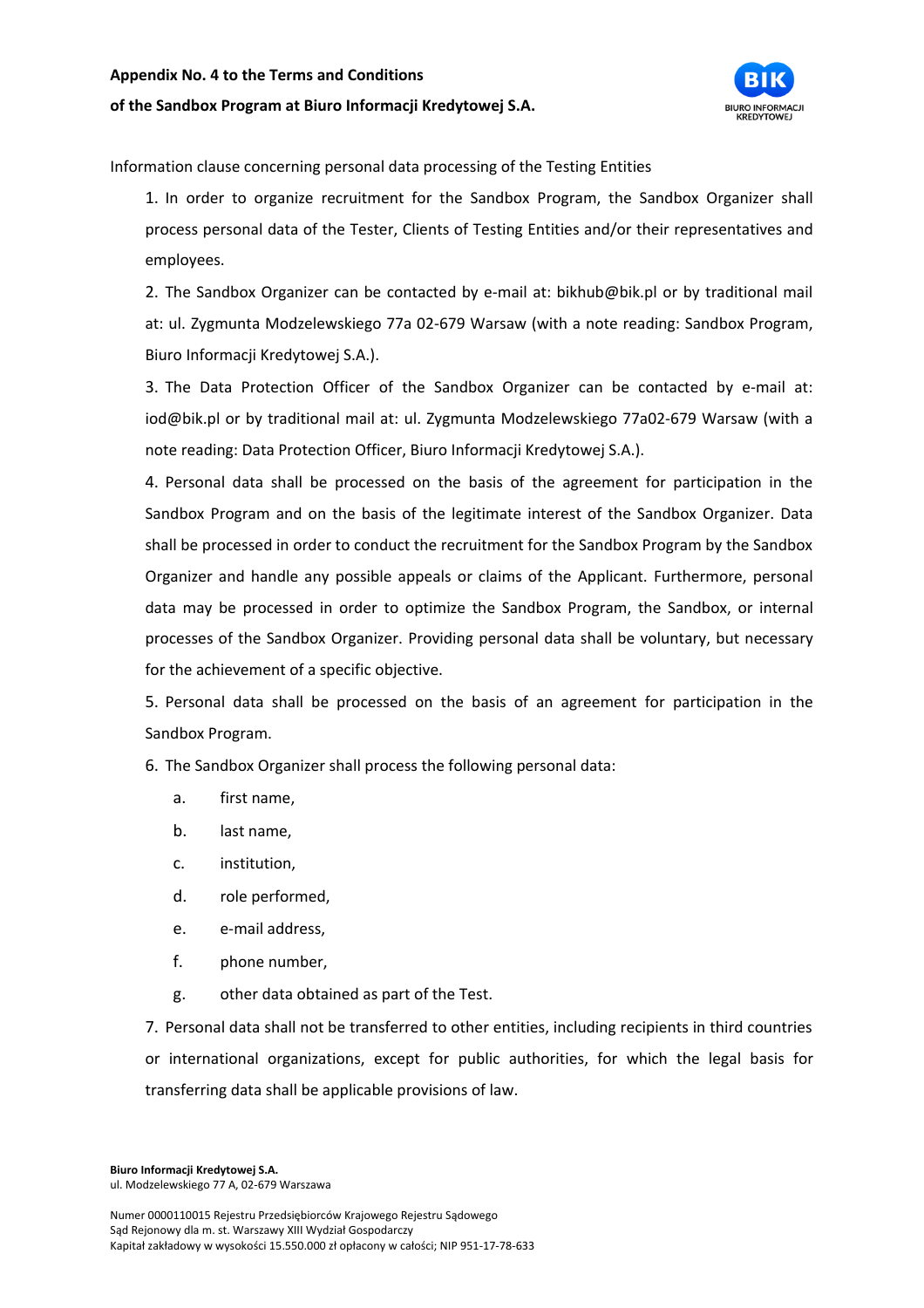**Appendix No. 4 to the Terms and Conditions**

**of the Sandbox Program at Biuro Informacji Kredytowej S.A.**

Information clause concerning personal data processing of the Testing Entities

1. In order to organize recruitment for the Sandbox Program, the Sandbox Organizer shall process personal data of the Tester, Clients of Testing Entities and/or their representatives and employees.
2. The Sandbox Organizer can be contacted by e-mail at: bikhub@bik.pl or by traditional mail at: ul. Zygmunta Modzelewskiego 77a 02-679 Warsaw (with a note reading: Sandbox Program, Biuro Informacji Kredytowej S.A.).
3. The Data Protection Officer of the Sandbox Organizer can be contacted by e-mail at: iod@bik.pl or by traditional mail at: ul. Zygmunta Modzelewskiego 77a02-679 Warsaw (with a note reading: Data Protection Officer, Biuro Informacji Kredytowej S.A.).
4. Personal data shall be processed on the basis of the agreement for participation in the Sandbox Program and on the basis of the legitimate interest of the Sandbox Organizer. Data shall be processed in order to conduct the recruitment for the Sandbox Program by the Sandbox Organizer and handle any possible appeals or claims of the Applicant. Furthermore, personal data may be processed in order to optimize the Sandbox Program, the Sandbox, or internal processes of the Sandbox Organizer. Providing personal data shall be voluntary, but necessary for the achievement of a specific objective.
5. Personal data shall be processed on the basis of an agreement for participation in the Sandbox Program.
6. The Sandbox Organizer shall process the following personal data:
   a. first name,
   b. last name,
   c. institution,
   d. role performed,
   e. e-mail address,
   f. phone number,
   g. other data obtained as part of the Test.
7. Personal data shall not be transferred to other entities, including recipients in third countries or international organizations, except for public authorities, for which the legal basis for transferring data shall be applicable provisions of law.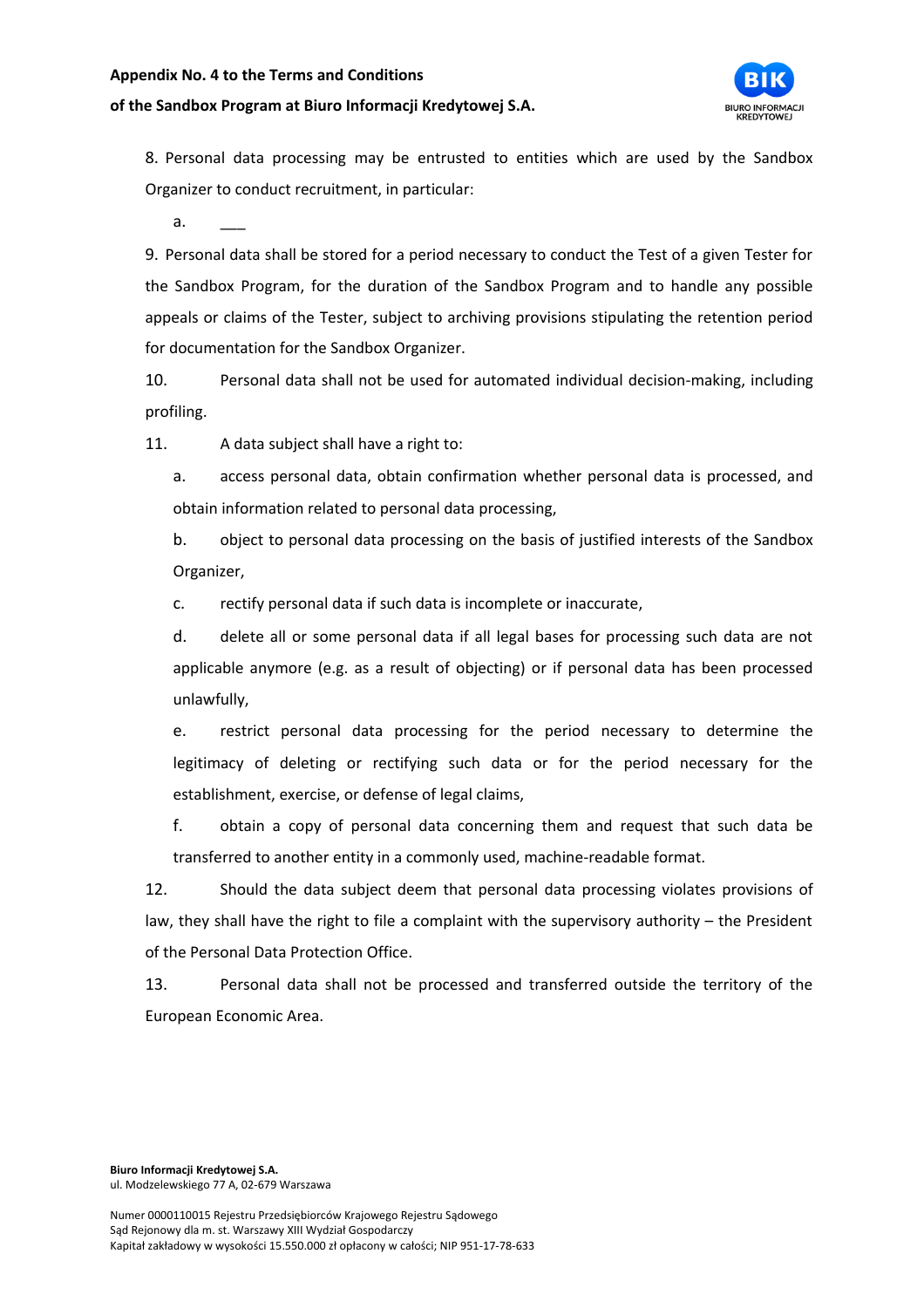8. Personal data processing may be entrusted to entities which are used by the Sandbox Organizer to conduct recruitment, in particular:

   a. ___

9. Personal data shall be stored for a period necessary to conduct the Test of a given Tester for the Sandbox Program, for the duration of the Sandbox Program and to handle any possible appeals or claims of the Tester, subject to archiving provisions stipulating the retention period for documentation for the Sandbox Organizer.

10. Personal data shall not be used for automated individual decision-making, including profiling.

11. A data subject shall have a right to:

    a. access personal data, obtain confirmation whether personal data is processed, and obtain information related to personal data processing,

    b. object to personal data processing on the basis of justified interests of the Sandbox Organizer,

    c. rectify personal data if such data is incomplete or inaccurate,

    d. delete all or some personal data if all legal bases for processing such data are not applicable anymore (e.g. as a result of objecting) or if personal data has been processed unlawfully,

    e. restrict personal data processing for the period necessary to determine the legitimacy of deleting or rectifying such data or for the period necessary for the establishment, exercise, or defense of legal claims,

    f. obtain a copy of personal data concerning them and request that such data be transferred to another entity in a commonly used, machine-readable format.

12. Should the data subject deem that personal data processing violates provisions of law, they shall have the right to file a complaint with the supervisory authority – the President of the Personal Data Protection Office.

13. Personal data shall not be processed and transferred outside the territory of the European Economic Area.